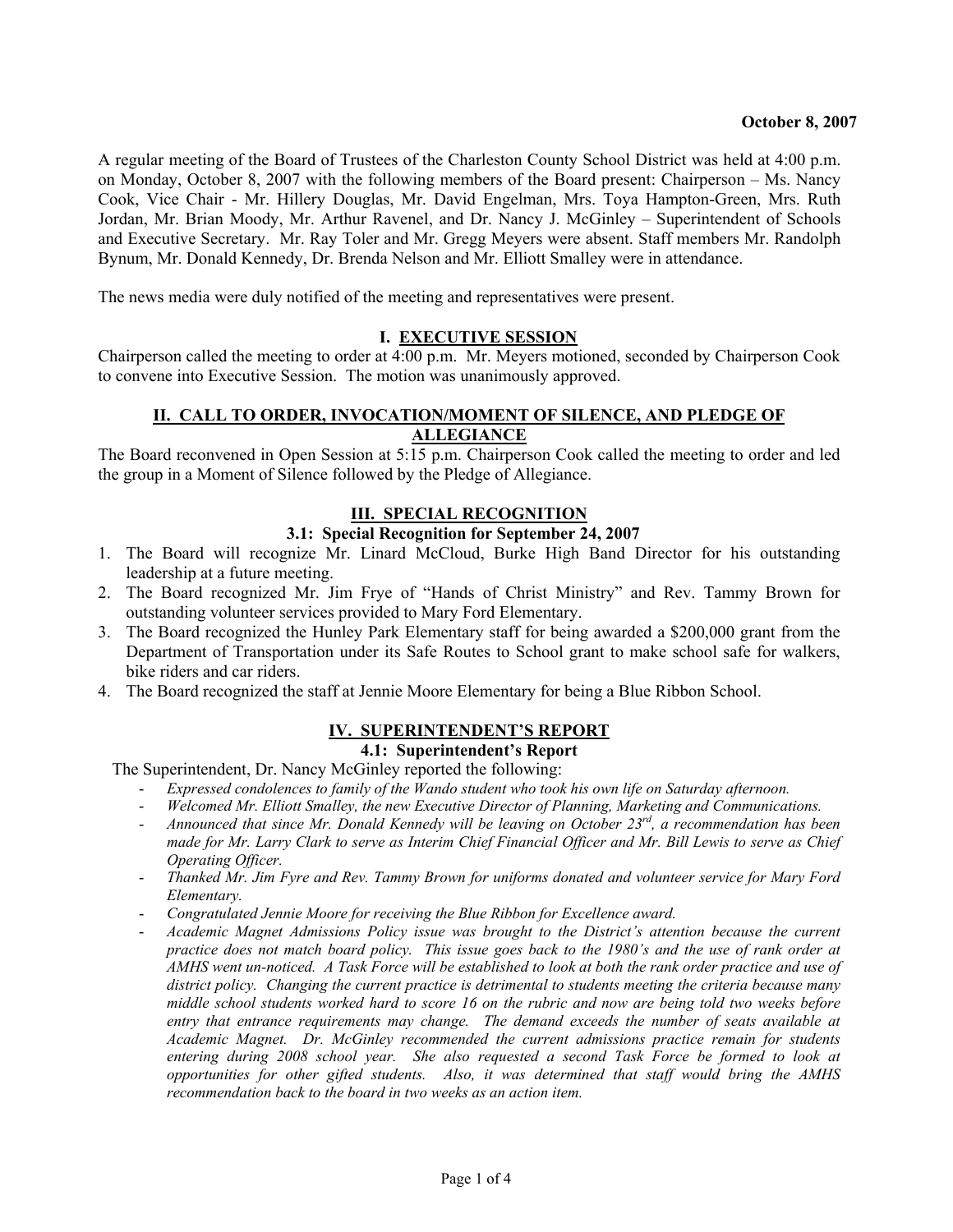**October 8, 2007**

A regular meeting of the Board of Trustees of the Charleston County School District was held at 4:00 p.m. on Monday, October 8, 2007 with the following members of the Board present: Chairperson – Ms. Nancy Cook, Vice Chair - Mr. Hillery Douglas, Mr. David Engelman, Mrs. Toya Hampton-Green, Mrs. Ruth Jordan, Mr. Brian Moody, Mr. Arthur Ravenel, and Dr. Nancy J. McGinley – Superintendent of Schools and Executive Secretary. Mr. Ray Toler and Mr. Gregg Meyers were absent. Staff members Mr. Randolph Bynum, Mr. Donald Kennedy, Dr. Brenda Nelson and Mr. Elliott Smalley were in attendance.

The news media were duly notified of the meeting and representatives were present.

## I. EXECUTIVE SESSION

Chairperson called the meeting to order at 4:00 p.m. Mr. Meyers motioned, seconded by Chairperson Cook to convene into Executive Session. The motion was unanimously approved.

## II. CALL TO ORDER, INVOCATION/MOMENT OF SILENCE, AND PLEDGE OF ALLEGIANCE

The Board reconvened in Open Session at 5:15 p.m. Chairperson Cook called the meeting to order and led the group in a Moment of Silence followed by the Pledge of Allegiance.

## III. SPECIAL RECOGNITION

### 3.1: Special Recognition for September 24, 2007

1. The Board will recognize Mr. Linard McCloud, Burke High Band Director for his outstanding leadership at a future meeting.
2. The Board recognized Mr. Jim Frye of "Hands of Christ Ministry" and Rev. Tammy Brown for outstanding volunteer services provided to Mary Ford Elementary.
3. The Board recognized the Hunley Park Elementary staff for being awarded a $200,000 grant from the Department of Transportation under its Safe Routes to School grant to make school safe for walkers, bike riders and car riders.
4. The Board recognized the staff at Jennie Moore Elementary for being a Blue Ribbon School.

## IV. SUPERINTENDENT'S REPORT

### 4.1: Superintendent's Report

The Superintendent, Dr. Nancy McGinley reported the following:

- *Expressed condolences to family of the Wando student who took his own life on Saturday afternoon.*
- *Welcomed Mr. Elliott Smalley, the new Executive Director of Planning, Marketing and Communications.*
- *Announced that since Mr. Donald Kennedy will be leaving on October 23rd, a recommendation has been made for Mr. Larry Clark to serve as Interim Chief Financial Officer and Mr. Bill Lewis to serve as Chief Operating Officer.*
- *Thanked Mr. Jim Fyre and Rev. Tammy Brown for uniforms donated and volunteer service for Mary Ford Elementary.*
- *Congratulated Jennie Moore for receiving the Blue Ribbon for Excellence award.*
- *Academic Magnet Admissions Policy issue was brought to the District's attention because the current practice does not match board policy. This issue goes back to the 1980's and the use of rank order at AMHS went un-noticed. A Task Force will be established to look at both the rank order practice and use of district policy. Changing the current practice is detrimental to students meeting the criteria because many middle school students worked hard to score 16 on the rubric and now are being told two weeks before entry that entrance requirements may change. The demand exceeds the number of seats available at Academic Magnet. Dr. McGinley recommended the current admissions practice remain for students entering during 2008 school year. She also requested a second Task Force be formed to look at opportunities for other gifted students. Also, it was determined that staff would bring the AMHS recommendation back to the board in two weeks as an action item.*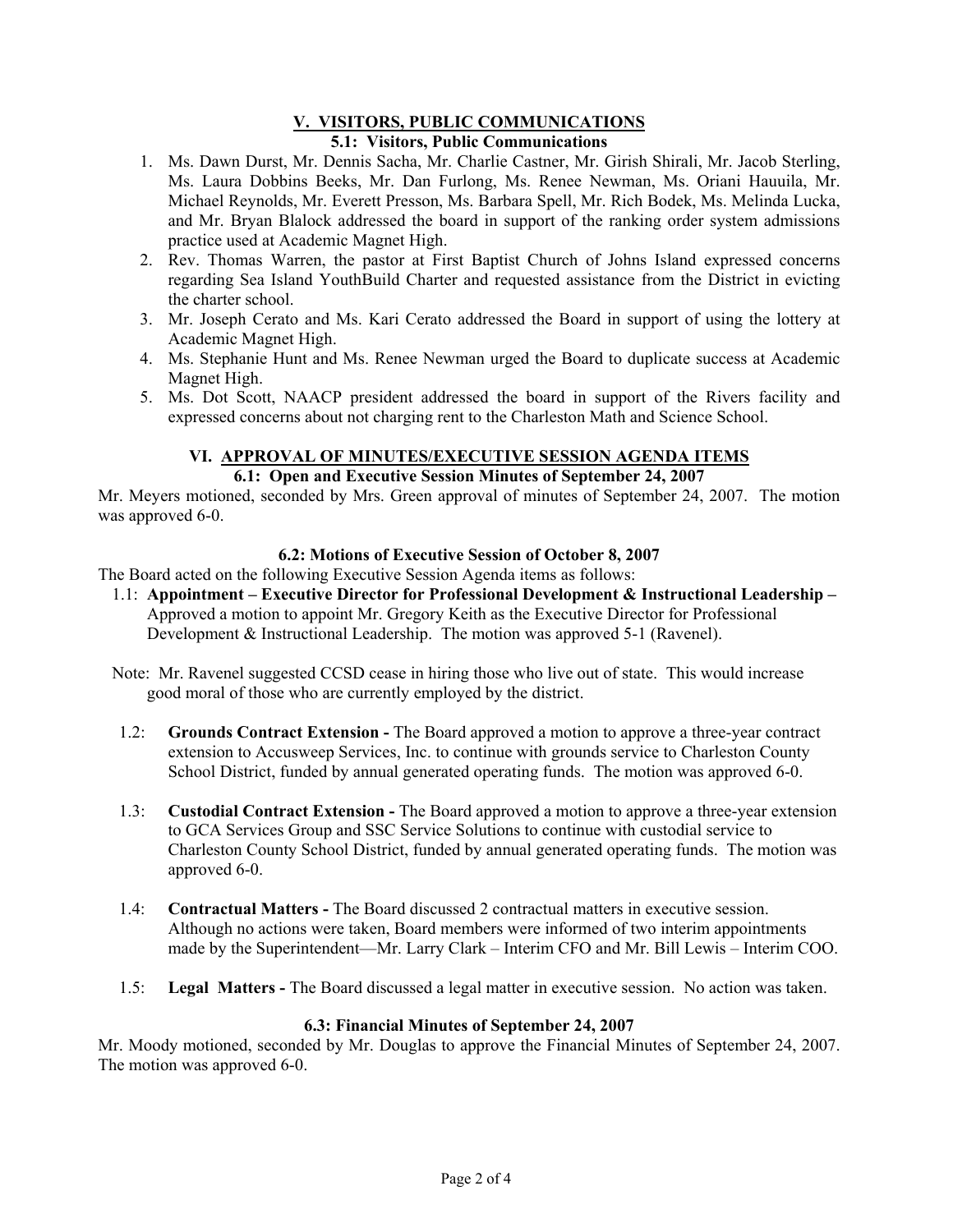## V. VISITORS, PUBLIC COMMUNICATIONS

### 5.1: Visitors, Public Communications

1. Ms. Dawn Durst, Mr. Dennis Sacha, Mr. Charlie Castner, Mr. Girish Shirali, Mr. Jacob Sterling, Ms. Laura Dobbins Beeks, Mr. Dan Furlong, Ms. Renee Newman, Ms. Oriani Hauuila, Mr. Michael Reynolds, Mr. Everett Presson, Ms. Barbara Spell, Mr. Rich Bodek, Ms. Melinda Lucka, and Mr. Bryan Blalock addressed the board in support of the ranking order system admissions practice used at Academic Magnet High.
2. Rev. Thomas Warren, the pastor at First Baptist Church of Johns Island expressed concerns regarding Sea Island YouthBuild Charter and requested assistance from the District in evicting the charter school.
3. Mr. Joseph Cerato and Ms. Kari Cerato addressed the Board in support of using the lottery at Academic Magnet High.
4. Ms. Stephanie Hunt and Ms. Renee Newman urged the Board to duplicate success at Academic Magnet High.
5. Ms. Dot Scott, NAACP president addressed the board in support of the Rivers facility and expressed concerns about not charging rent to the Charleston Math and Science School.

## VI. APPROVAL OF MINUTES/EXECUTIVE SESSION AGENDA ITEMS

### 6.1: Open and Executive Session Minutes of September 24, 2007

Mr. Meyers motioned, seconded by Mrs. Green approval of minutes of September 24, 2007. The motion was approved 6-0.

### 6.2: Motions of Executive Session of October 8, 2007

The Board acted on the following Executive Session Agenda items as follows:

1.1: **Appointment – Executive Director for Professional Development & Instructional Leadership –** Approved a motion to appoint Mr. Gregory Keith as the Executive Director for Professional Development & Instructional Leadership. The motion was approved 5-1 (Ravenel).

Note: Mr. Ravenel suggested CCSD cease in hiring those who live out of state. This would increase good moral of those who are currently employed by the district.

1.2: **Grounds Contract Extension -** The Board approved a motion to approve a three-year contract extension to Accusweep Services, Inc. to continue with grounds service to Charleston County School District, funded by annual generated operating funds. The motion was approved 6-0.

1.3: **Custodial Contract Extension -** The Board approved a motion to approve a three-year extension to GCA Services Group and SSC Service Solutions to continue with custodial service to Charleston County School District, funded by annual generated operating funds. The motion was approved 6-0.

1.4: **Contractual Matters -** The Board discussed 2 contractual matters in executive session. Although no actions were taken, Board members were informed of two interim appointments made by the Superintendent—Mr. Larry Clark – Interim CFO and Mr. Bill Lewis – Interim COO.

1.5: **Legal Matters -** The Board discussed a legal matter in executive session. No action was taken.

### 6.3: Financial Minutes of September 24, 2007

Mr. Moody motioned, seconded by Mr. Douglas to approve the Financial Minutes of September 24, 2007. The motion was approved 6-0.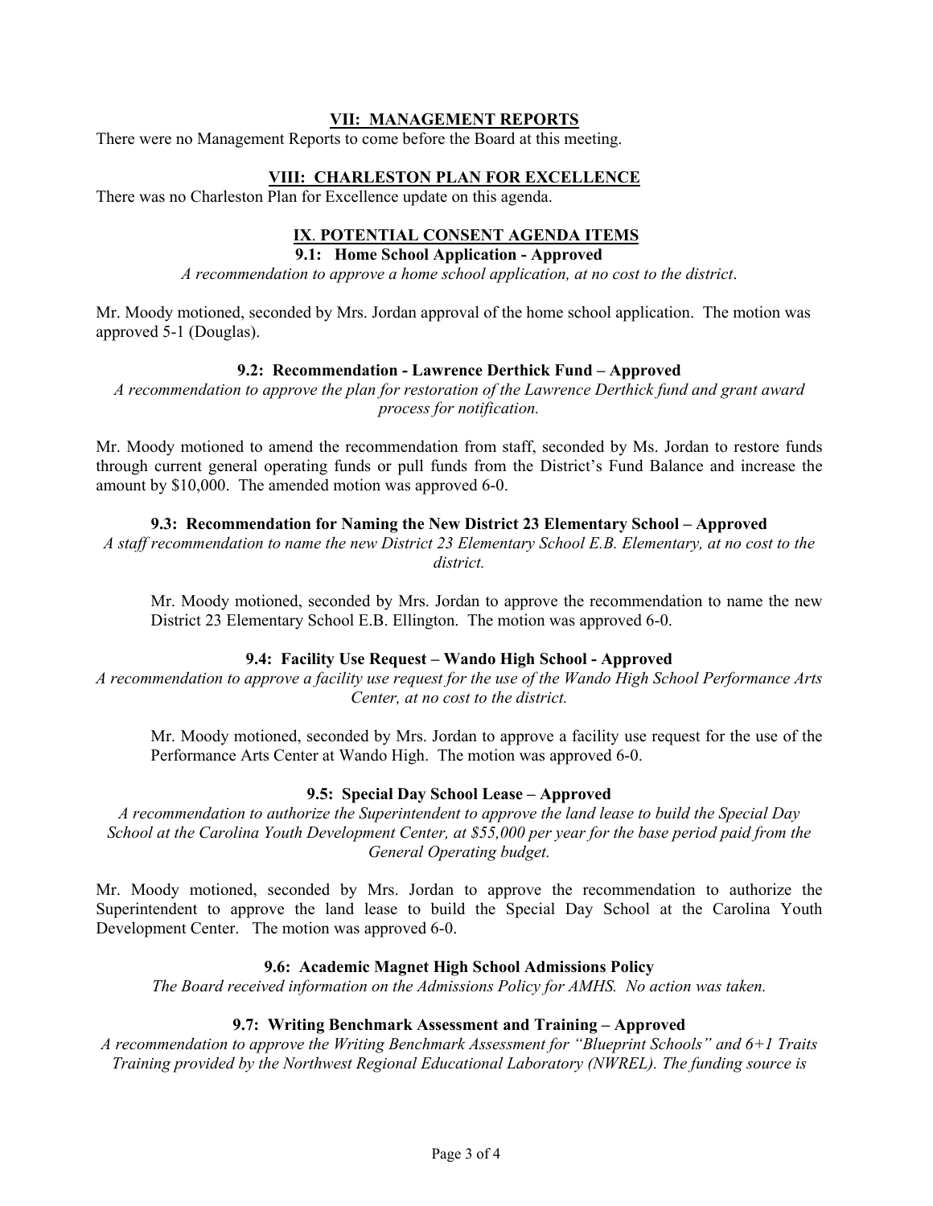## VII: MANAGEMENT REPORTS

There were no Management Reports to come before the Board at this meeting.

## VIII: CHARLESTON PLAN FOR EXCELLENCE

There was no Charleston Plan for Excellence update on this agenda.

## IX. POTENTIAL CONSENT AGENDA ITEMS

### 9.1: Home School Application - Approved

*A recommendation to approve a home school application, at no cost to the district.*

Mr. Moody motioned, seconded by Mrs. Jordan approval of the home school application. The motion was approved 5-1 (Douglas).

### 9.2: Recommendation - Lawrence Derthick Fund – Approved

*A recommendation to approve the plan for restoration of the Lawrence Derthick fund and grant award process for notification.*

Mr. Moody motioned to amend the recommendation from staff, seconded by Ms. Jordan to restore funds through current general operating funds or pull funds from the District's Fund Balance and increase the amount by $10,000. The amended motion was approved 6-0.

### 9.3: Recommendation for Naming the New District 23 Elementary School – Approved

*A staff recommendation to name the new District 23 Elementary School E.B. Elementary, at no cost to the district.*

Mr. Moody motioned, seconded by Mrs. Jordan to approve the recommendation to name the new District 23 Elementary School E.B. Ellington. The motion was approved 6-0.

### 9.4: Facility Use Request – Wando High School - Approved

*A recommendation to approve a facility use request for the use of the Wando High School Performance Arts Center, at no cost to the district.*

Mr. Moody motioned, seconded by Mrs. Jordan to approve a facility use request for the use of the Performance Arts Center at Wando High. The motion was approved 6-0.

### 9.5: Special Day School Lease – Approved

*A recommendation to authorize the Superintendent to approve the land lease to build the Special Day School at the Carolina Youth Development Center, at $55,000 per year for the base period paid from the General Operating budget.*

Mr. Moody motioned, seconded by Mrs. Jordan to approve the recommendation to authorize the Superintendent to approve the land lease to build the Special Day School at the Carolina Youth Development Center. The motion was approved 6-0.

### 9.6: Academic Magnet High School Admissions Policy

*The Board received information on the Admissions Policy for AMHS. No action was taken.*

### 9.7: Writing Benchmark Assessment and Training – Approved

*A recommendation to approve the Writing Benchmark Assessment for "Blueprint Schools" and 6+1 Traits Training provided by the Northwest Regional Educational Laboratory (NWREL). The funding source is*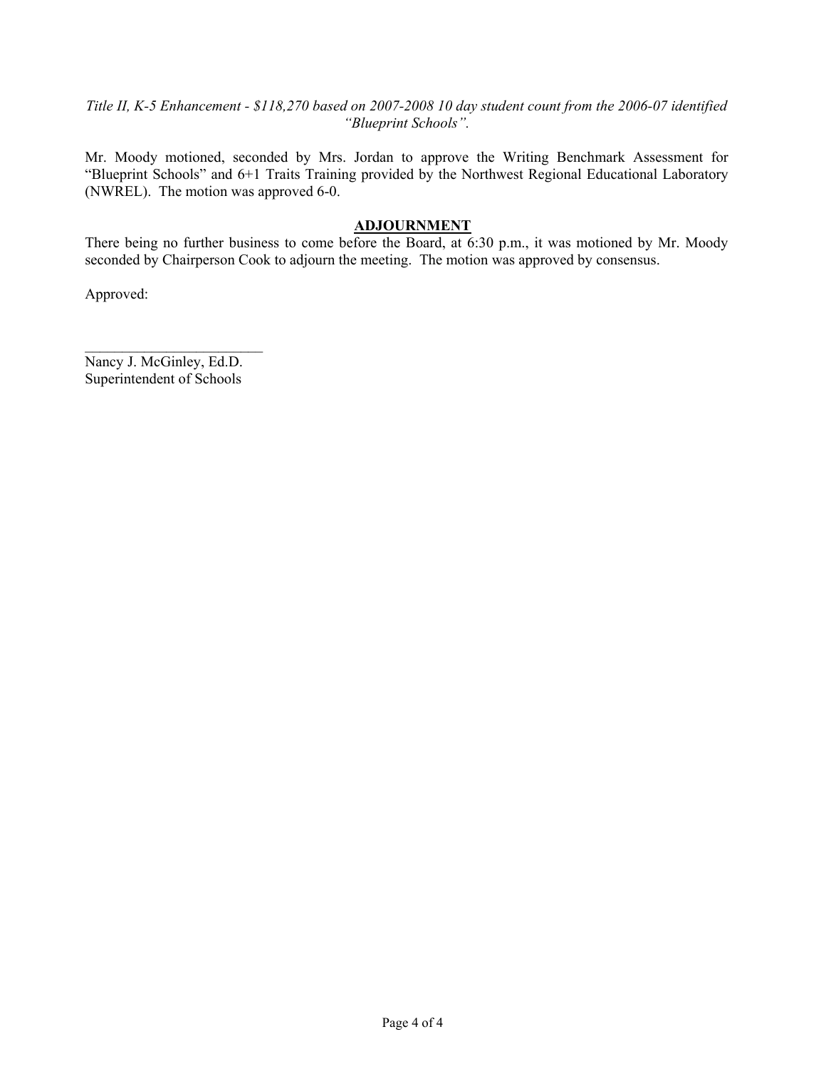*Title II, K-5 Enhancement - $118,270 based on 2007-2008 10 day student count from the 2006-07 identified "Blueprint Schools".*

Mr. Moody motioned, seconded by Mrs. Jordan to approve the Writing Benchmark Assessment for "Blueprint Schools" and 6+1 Traits Training provided by the Northwest Regional Educational Laboratory (NWREL). The motion was approved 6-0.

## ADJOURNMENT

There being no further business to come before the Board, at 6:30 p.m., it was motioned by Mr. Moody seconded by Chairperson Cook to adjourn the meeting. The motion was approved by consensus.

Approved:

_________________________
Nancy J. McGinley, Ed.D.
Superintendent of Schools